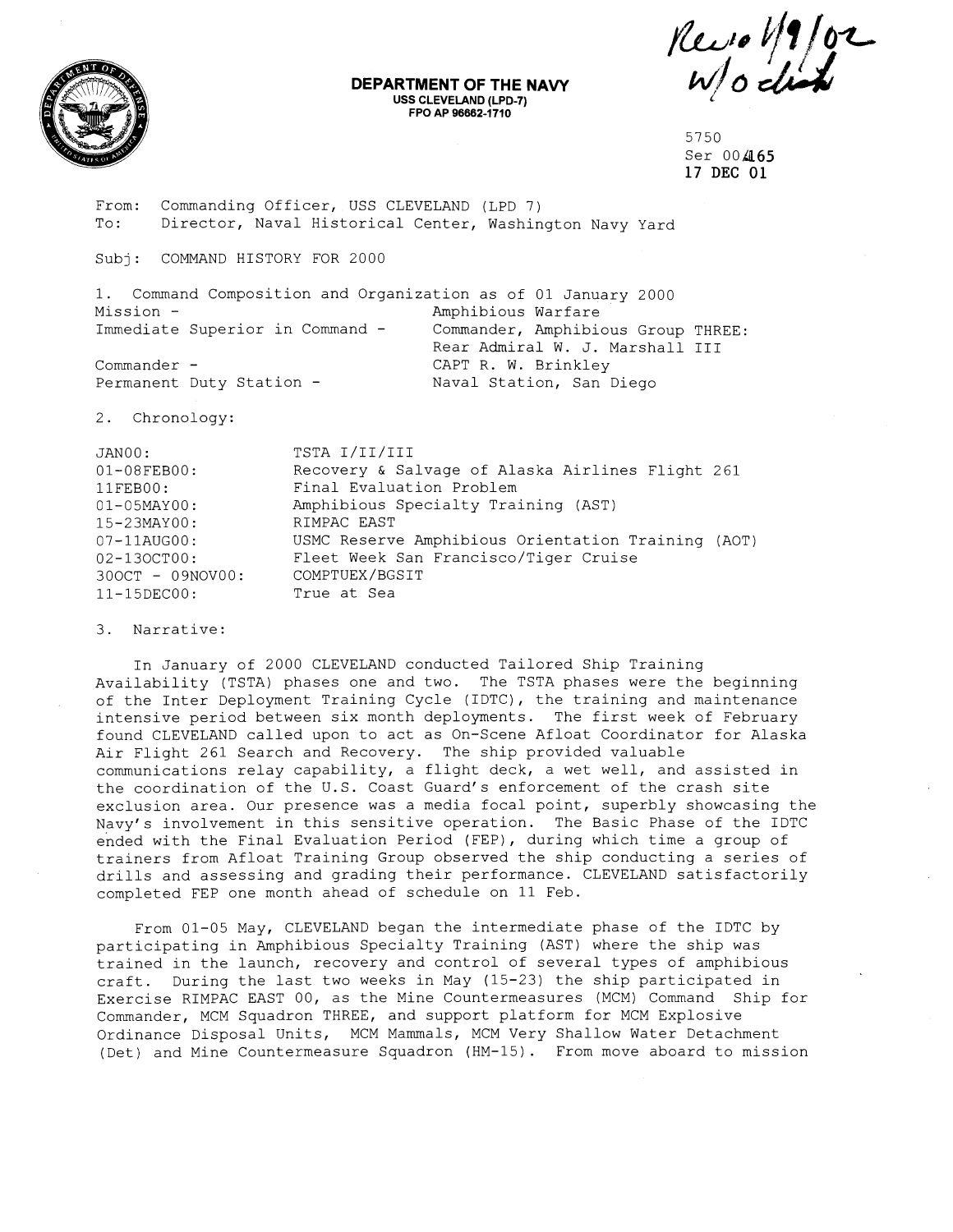Rec'd 1/9/02 w/o dist

**DEPARTMENT OF THE NAVY**
**USS CLEVELAND (LPD-7)**
**FPO AP 96662-1710**

5750
Ser 00/165
**17 DEC 01**

From: Commanding Officer, USS CLEVELAND (LPD 7)
To: Director, Naval Historical Center, Washington Navy Yard

Subj: COMMAND HISTORY FOR 2000

1. Command Composition and Organization as of 01 January 2000

| | |
|---|---|
| Mission - | Amphibious Warfare |
| Immediate Superior in Command - | Commander, Amphibious Group THREE: Rear Admiral W. J. Marshall III |
| Commander - | CAPT R. W. Brinkley |
| Permanent Duty Station - | Naval Station, San Diego |

2. Chronology:

| | |
|---|---|
| JAN00: | TSTA I/II/III |
| 01-08FEB00: | Recovery & Salvage of Alaska Airlines Flight 261 |
| 11FEB00: | Final Evaluation Problem |
| 01-05MAY00: | Amphibious Specialty Training (AST) |
| 15-23MAY00: | RIMPAC EAST |
| 07-11AUG00: | USMC Reserve Amphibious Orientation Training (AOT) |
| 02-13OCT00: | Fleet Week San Francisco/Tiger Cruise |
| 30OCT - 09NOV00: | COMPTUEX/BGSIT |
| 11-15DEC00: | True at Sea |

3. Narrative:

In January of 2000 CLEVELAND conducted Tailored Ship Training Availability (TSTA) phases one and two. The TSTA phases were the beginning of the Inter Deployment Training Cycle (IDTC), the training and maintenance intensive period between six month deployments. The first week of February found CLEVELAND called upon to act as On-Scene Afloat Coordinator for Alaska Air Flight 261 Search and Recovery. The ship provided valuable communications relay capability, a flight deck, a wet well, and assisted in the coordination of the U.S. Coast Guard's enforcement of the crash site exclusion area. Our presence was a media focal point, superbly showcasing the Navy's involvement in this sensitive operation. The Basic Phase of the IDTC ended with the Final Evaluation Period (FEP), during which time a group of trainers from Afloat Training Group observed the ship conducting a series of drills and assessing and grading their performance. CLEVELAND satisfactorily completed FEP one month ahead of schedule on 11 Feb.

From 01-05 May, CLEVELAND began the intermediate phase of the IDTC by participating in Amphibious Specialty Training (AST) where the ship was trained in the launch, recovery and control of several types of amphibious craft. During the last two weeks in May (15-23) the ship participated in Exercise RIMPAC EAST 00, as the Mine Countermeasures (MCM) Command Ship for Commander, MCM Squadron THREE, and support platform for MCM Explosive Ordinance Disposal Units, MCM Mammals, MCM Very Shallow Water Detachment (Det) and Mine Countermeasure Squadron (HM-15). From move aboard to mission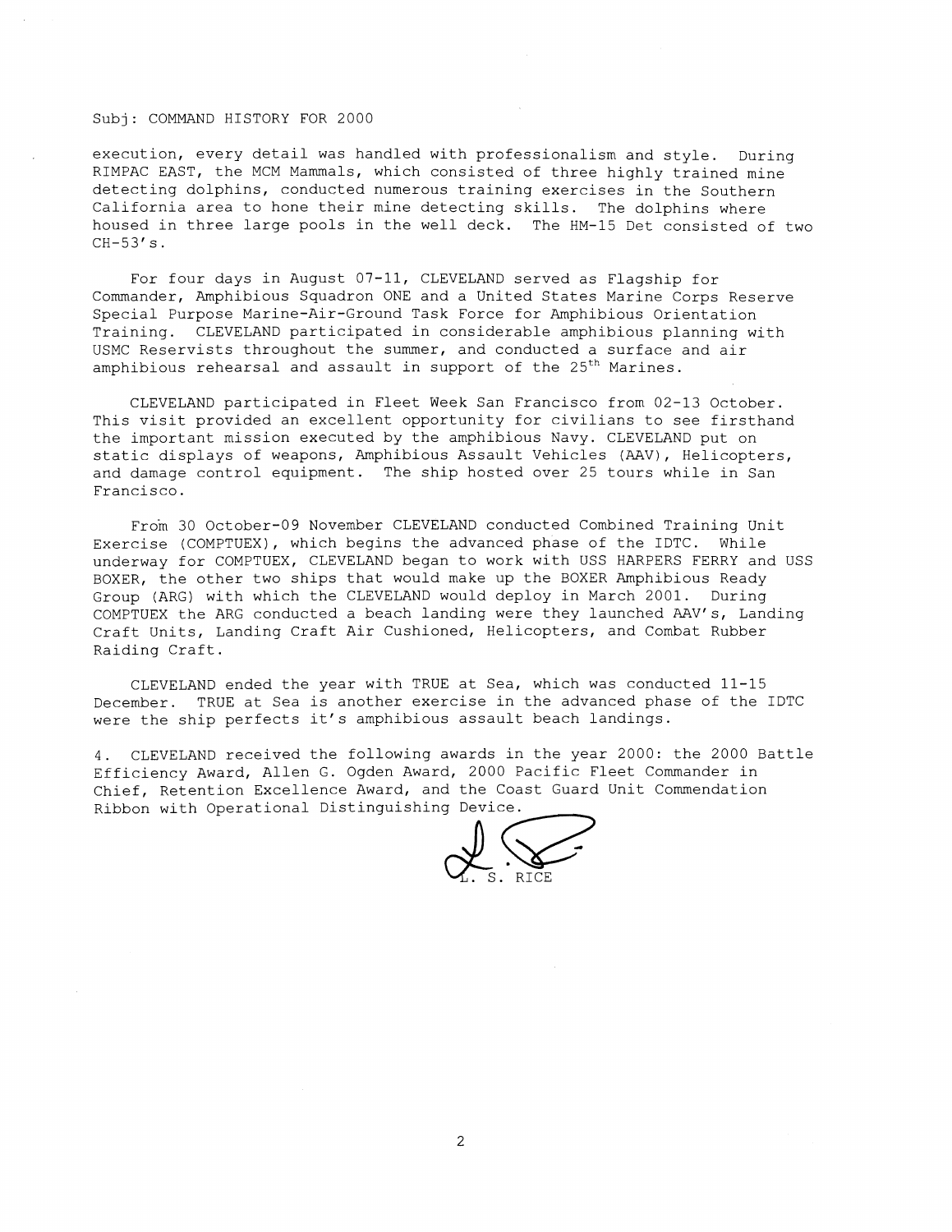Subj: COMMAND HISTORY FOR 2000

execution, every detail was handled with professionalism and style. During RIMPAC EAST, the MCM Mammals, which consisted of three highly trained mine detecting dolphins, conducted numerous training exercises in the Southern California area to hone their mine detecting skills. The dolphins where housed in three large pools in the well deck. The HM-15 Det consisted of two CH-53's.

For four days in August 07-11, CLEVELAND served as Flagship for Commander, Amphibious Squadron ONE and a United States Marine Corps Reserve Special Purpose Marine-Air-Ground Task Force for Amphibious Orientation Training. CLEVELAND participated in considerable amphibious planning with USMC Reservists throughout the summer, and conducted a surface and air amphibious rehearsal and assault in support of the 25th Marines.

CLEVELAND participated in Fleet Week San Francisco from 02-13 October. This visit provided an excellent opportunity for civilians to see firsthand the important mission executed by the amphibious Navy. CLEVELAND put on static displays of weapons, Amphibious Assault Vehicles (AAV), Helicopters, and damage control equipment. The ship hosted over 25 tours while in San Francisco.

From 30 October-09 November CLEVELAND conducted Combined Training Unit Exercise (COMPTUEX), which begins the advanced phase of the IDTC. While underway for COMPTUEX, CLEVELAND began to work with USS HARPERS FERRY and USS BOXER, the other two ships that would make up the BOXER Amphibious Ready Group (ARG) with which the CLEVELAND would deploy in March 2001. During COMPTUEX the ARG conducted a beach landing were they launched AAV's, Landing Craft Units, Landing Craft Air Cushioned, Helicopters, and Combat Rubber Raiding Craft.

CLEVELAND ended the year with TRUE at Sea, which was conducted 11-15 December. TRUE at Sea is another exercise in the advanced phase of the IDTC were the ship perfects it's amphibious assault beach landings.

4. CLEVELAND received the following awards in the year 2000: the 2000 Battle Efficiency Award, Allen G. Ogden Award, 2000 Pacific Fleet Commander in Chief, Retention Excellence Award, and the Coast Guard Unit Commendation Ribbon with Operational Distinguishing Device.

L. S. RICE